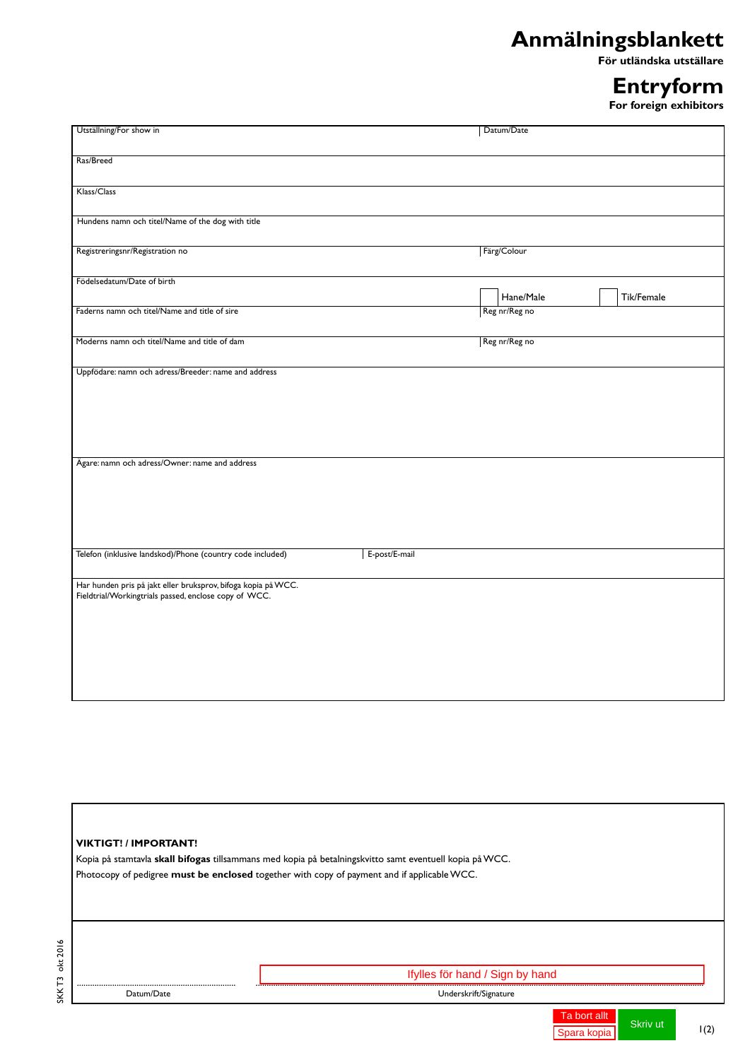# Anmälningsblankett

**För utländska utställare**

# Entryform

**For foreign exhibitors**

| | |
|---|---|
| Utställning/For show in | Datum/Date |
| Ras/Breed | |
| Klass/Class | |
| Hundens namn och titel/Name of the dog with title | |
| Registreringsnr/Registration no | Färg/Colour |
| Födelsedatum/Date of birth | ☐ Hane/Male ☐ Tik/Female |
| Faderns namn och titel/Name and title of sire | Reg nr/Reg no |
| Moderns namn och titel/Name and title of dam | Reg nr/Reg no |
| Uppfödare: namn och adress/Breeder: name and address | |
| Ägare: namn och adress/Owner: name and address | |
| Telefon (inklusive landskod)/Phone (country code included) | E-post/E-mail |
| Har hunden pris på jakt eller bruksprov, bifoga kopia på WCC.<br>Fieldtrial/Workingtrials passed, enclose copy of WCC. | |

**VIKTIGT! / IMPORTANT!**

Kopia på stamtavla **skall bifogas** tillsammans med kopia på betalningskvitto samt eventuell kopia på WCC.

Photocopy of pedigree **must be enclosed** together with copy of payment and if applicable WCC.

Ifylles för hand / Sign by hand

| Datum/Date | Underskrift/Signature |
|---|---|

Ta bort allt | Spara kopia | Skriv ut

SKK T3 okt 2016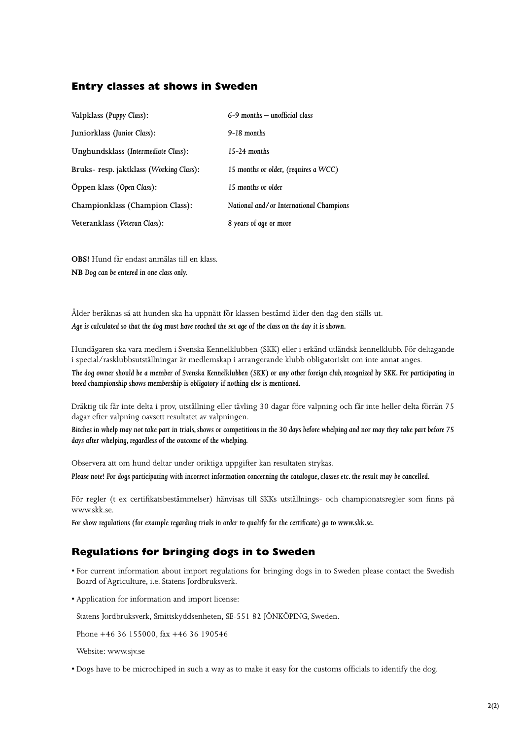## Entry classes at shows in Sweden

| | |
|---|---|
| Valpklass (*Puppy Class*): | *6-9 months – unofficial class* |
| Juniorklass (*Junior Class*): | *9-18 months* |
| Unghundsklass (*Intermediate Class*): | *15-24 months* |
| Bruks- resp. jaktklass (*Working Class*): | *15 months or older, (requires a WCC)* |
| Öppen klass (*Open Class*): | *15 months or older* |
| Championklass (Champion Class): | *National and/or International Champions* |
| Veteranklass (*Veteran Class*): | *8 years of age or more* |

**OBS!** Hund får endast anmälas till en klass.

**NB** *Dog can be entered in one class only.*

Ålder beräknas så att hunden ska ha uppnått för klassen bestämd ålder den dag den ställs ut.

*Age is calculated so that the dog must have reached the set age of the class on the day it is shown.*

Hundägaren ska vara medlem i Svenska Kennelklubben (SKK) eller i erkänd utländsk kennelklubb. För deltagande i special/rasklubbsutställningar är medlemskap i arrangerande klubb obligatoriskt om inte annat anges.

*The dog owner should be a member of Svenska Kennelklubben (SKK) or any other foreign club, recognized by SKK. For participating in breed championship shows membership is obligatory if nothing else is mentioned.*

Dräktig tik får inte delta i prov, utställning eller tävling 30 dagar före valpning och får inte heller delta förrän 75 dagar efter valpning oavsett resultatet av valpningen.

*Bitches in whelp may not take part in trials, shows or competitions in the 30 days before whelping and nor may they take part before 75 days after whelping, regardless of the outcome of the whelping.*

Observera att om hund deltar under oriktiga uppgifter kan resultaten strykas.

*Please note! For dogs participating with incorrect information concerning the catalogue, classes etc. the result may be cancelled.*

För regler (t ex certifikatsbestämmelser) hänvisas till SKKs utställnings- och championatsregler som finns på www.skk.se.

*For show regulations (for example regarding trials in order to qualify for the certificate) go to www.skk.se.*

## Regulations for bringing dogs in to Sweden

- For current information about import regulations for bringing dogs in to Sweden please contact the Swedish Board of Agriculture, i.e. Statens Jordbruksverk.
- Application for information and import license:

  Statens Jordbruksverk, Smittskyddsenheten, SE-551 82 JÖNKÖPING, Sweden.

  Phone +46 36 155000, fax +46 36 190546

  Website: www.sjv.se
- Dogs have to be microchiped in such a way as to make it easy for the customs officials to identify the dog.